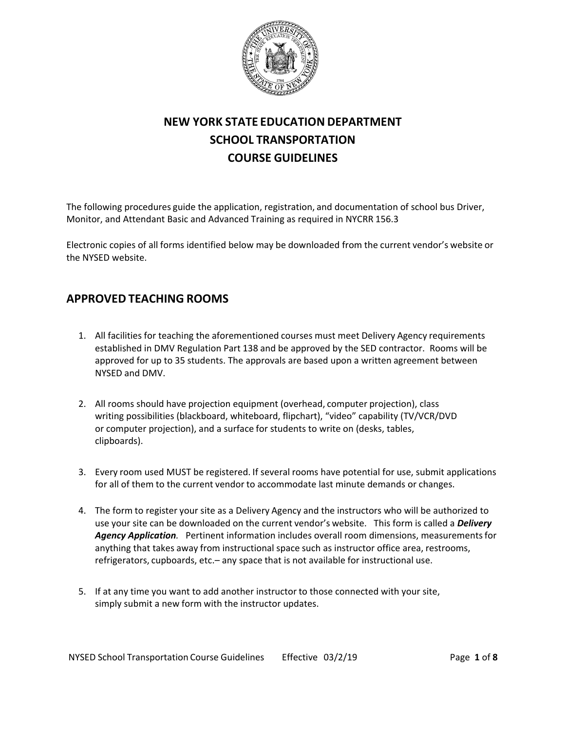# NEW YORK STATE EDUCATION DEPARTMENT
# SCHOOL TRANSPORTATION
# COURSE GUIDELINES

The following procedures guide the application, registration, and documentation of school bus Driver, Monitor, and Attendant Basic and Advanced Training as required in NYCRR 156.3

Electronic copies of all forms identified below may be downloaded from the current vendor's website or the NYSED website.

## APPROVED TEACHING ROOMS

1. All facilities for teaching the aforementioned courses must meet Delivery Agency requirements established in DMV Regulation Part 138 and be approved by the SED contractor. Rooms will be approved for up to 35 students. The approvals are based upon a written agreement between NYSED and DMV.

2. All rooms should have projection equipment (overhead, computer projection), class writing possibilities (blackboard, whiteboard, flipchart), "video" capability (TV/VCR/DVD or computer projection), and a surface for students to write on (desks, tables, clipboards).

3. Every room used MUST be registered. If several rooms have potential for use, submit applications for all of them to the current vendor to accommodate last minute demands or changes.

4. The form to register your site as a Delivery Agency and the instructors who will be authorized to use your site can be downloaded on the current vendor's website. This form is called a ***Delivery Agency Application****.* Pertinent information includes overall room dimensions, measurements for anything that takes away from instructional space such as instructor office area, restrooms, refrigerators, cupboards, etc.– any space that is not available for instructional use.

5. If at any time you want to add another instructor to those connected with your site, simply submit a new form with the instructor updates.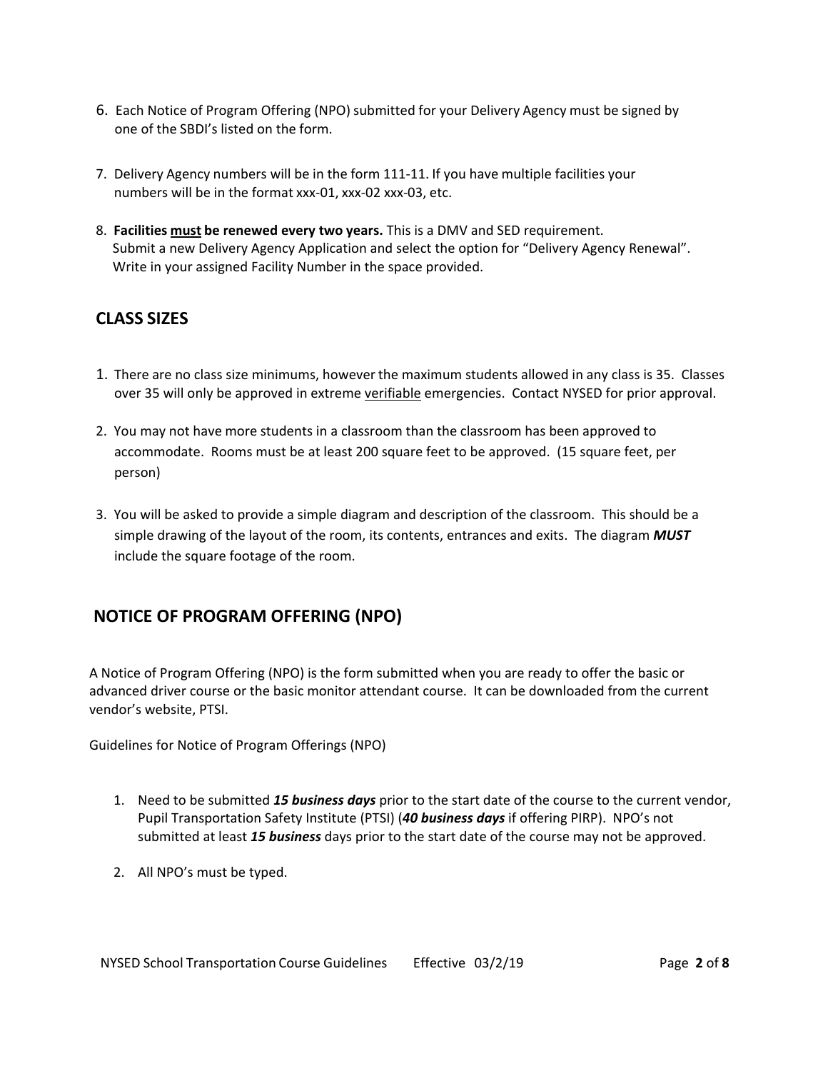6. Each Notice of Program Offering (NPO) submitted for your Delivery Agency must be signed by one of the SBDI's listed on the form.

7. Delivery Agency numbers will be in the form 111-11. If you have multiple facilities your numbers will be in the format xxx-01, xxx-02 xxx-03, etc.

8. **Facilities <u>must</u> be renewed every two years.** This is a DMV and SED requirement. Submit a new Delivery Agency Application and select the option for "Delivery Agency Renewal". Write in your assigned Facility Number in the space provided.

## CLASS SIZES

1. There are no class size minimums, however the maximum students allowed in any class is 35. Classes over 35 will only be approved in extreme <u>verifiable</u> emergencies. Contact NYSED for prior approval.

2. You may not have more students in a classroom than the classroom has been approved to accommodate. Rooms must be at least 200 square feet to be approved. (15 square feet, per person)

3. You will be asked to provide a simple diagram and description of the classroom. This should be a simple drawing of the layout of the room, its contents, entrances and exits. The diagram ***MUST*** include the square footage of the room.

## NOTICE OF PROGRAM OFFERING (NPO)

A Notice of Program Offering (NPO) is the form submitted when you are ready to offer the basic or advanced driver course or the basic monitor attendant course. It can be downloaded from the current vendor's website, PTSI.

Guidelines for Notice of Program Offerings (NPO)

1. Need to be submitted ***15 business days*** prior to the start date of the course to the current vendor, Pupil Transportation Safety Institute (PTSI) (***40 business days*** if offering PIRP). NPO's not submitted at least ***15 business*** days prior to the start date of the course may not be approved.

2. All NPO's must be typed.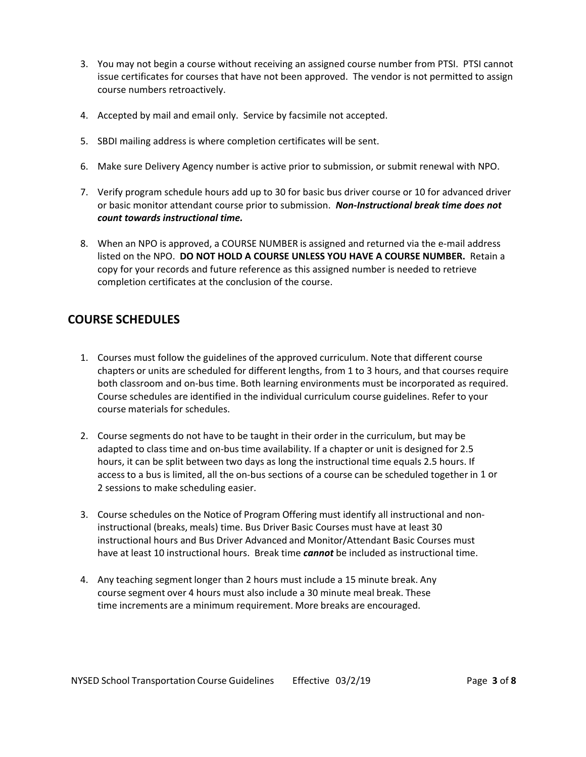3. You may not begin a course without receiving an assigned course number from PTSI. PTSI cannot issue certificates for courses that have not been approved. The vendor is not permitted to assign course numbers retroactively.

4. Accepted by mail and email only. Service by facsimile not accepted.

5. SBDI mailing address is where completion certificates will be sent.

6. Make sure Delivery Agency number is active prior to submission, or submit renewal with NPO.

7. Verify program schedule hours add up to 30 for basic bus driver course or 10 for advanced driver or basic monitor attendant course prior to submission. ***Non-Instructional break time does not count towards instructional time.***

8. When an NPO is approved, a COURSE NUMBER is assigned and returned via the e-mail address listed on the NPO. **DO NOT HOLD A COURSE UNLESS YOU HAVE A COURSE NUMBER.** Retain a copy for your records and future reference as this assigned number is needed to retrieve completion certificates at the conclusion of the course.

## COURSE SCHEDULES

1. Courses must follow the guidelines of the approved curriculum. Note that different course chapters or units are scheduled for different lengths, from 1 to 3 hours, and that courses require both classroom and on-bus time. Both learning environments must be incorporated as required. Course schedules are identified in the individual curriculum course guidelines. Refer to your course materials for schedules.

2. Course segments do not have to be taught in their order in the curriculum, but may be adapted to class time and on-bus time availability. If a chapter or unit is designed for 2.5 hours, it can be split between two days as long the instructional time equals 2.5 hours. If access to a bus is limited, all the on-bus sections of a course can be scheduled together in 1 or 2 sessions to make scheduling easier.

3. Course schedules on the Notice of Program Offering must identify all instructional and non-instructional (breaks, meals) time. Bus Driver Basic Courses must have at least 30 instructional hours and Bus Driver Advanced and Monitor/Attendant Basic Courses must have at least 10 instructional hours. Break time ***cannot*** be included as instructional time.

4. Any teaching segment longer than 2 hours must include a 15 minute break. Any course segment over 4 hours must also include a 30 minute meal break. These time increments are a minimum requirement. More breaks are encouraged.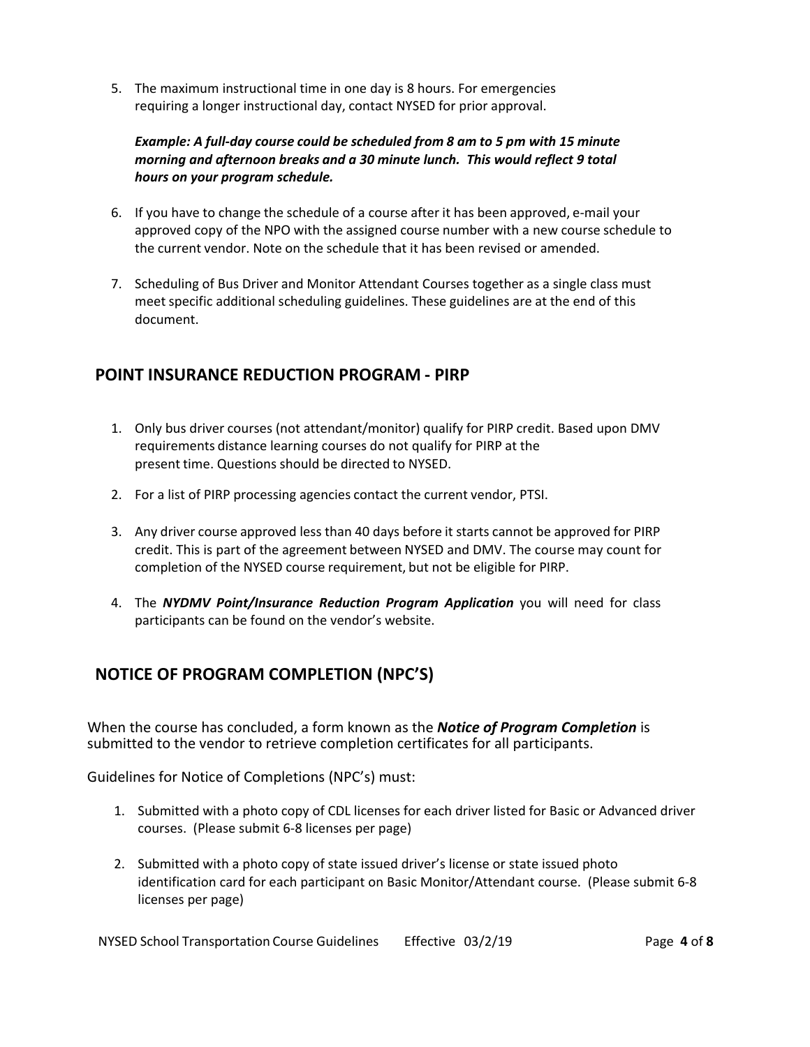5. The maximum instructional time in one day is 8 hours. For emergencies requiring a longer instructional day, contact NYSED for prior approval.

   ***Example: A full-day course could be scheduled from 8 am to 5 pm with 15 minute morning and afternoon breaks and a 30 minute lunch. This would reflect 9 total hours on your program schedule.***

6. If you have to change the schedule of a course after it has been approved, e-mail your approved copy of the NPO with the assigned course number with a new course schedule to the current vendor. Note on the schedule that it has been revised or amended.

7. Scheduling of Bus Driver and Monitor Attendant Courses together as a single class must meet specific additional scheduling guidelines. These guidelines are at the end of this document.

## POINT INSURANCE REDUCTION PROGRAM - PIRP

1. Only bus driver courses (not attendant/monitor) qualify for PIRP credit. Based upon DMV requirements distance learning courses do not qualify for PIRP at the present time. Questions should be directed to NYSED.

2. For a list of PIRP processing agencies contact the current vendor, PTSI.

3. Any driver course approved less than 40 days before it starts cannot be approved for PIRP credit. This is part of the agreement between NYSED and DMV. The course may count for completion of the NYSED course requirement, but not be eligible for PIRP.

4. The ***NYDMV Point/Insurance Reduction Program Application*** you will need for class participants can be found on the vendor's website.

## NOTICE OF PROGRAM COMPLETION (NPC'S)

When the course has concluded, a form known as the ***Notice of Program Completion*** is submitted to the vendor to retrieve completion certificates for all participants.

Guidelines for Notice of Completions (NPC's) must:

1. Submitted with a photo copy of CDL licenses for each driver listed for Basic or Advanced driver courses. (Please submit 6-8 licenses per page)

2. Submitted with a photo copy of state issued driver's license or state issued photo identification card for each participant on Basic Monitor/Attendant course. (Please submit 6-8 licenses per page)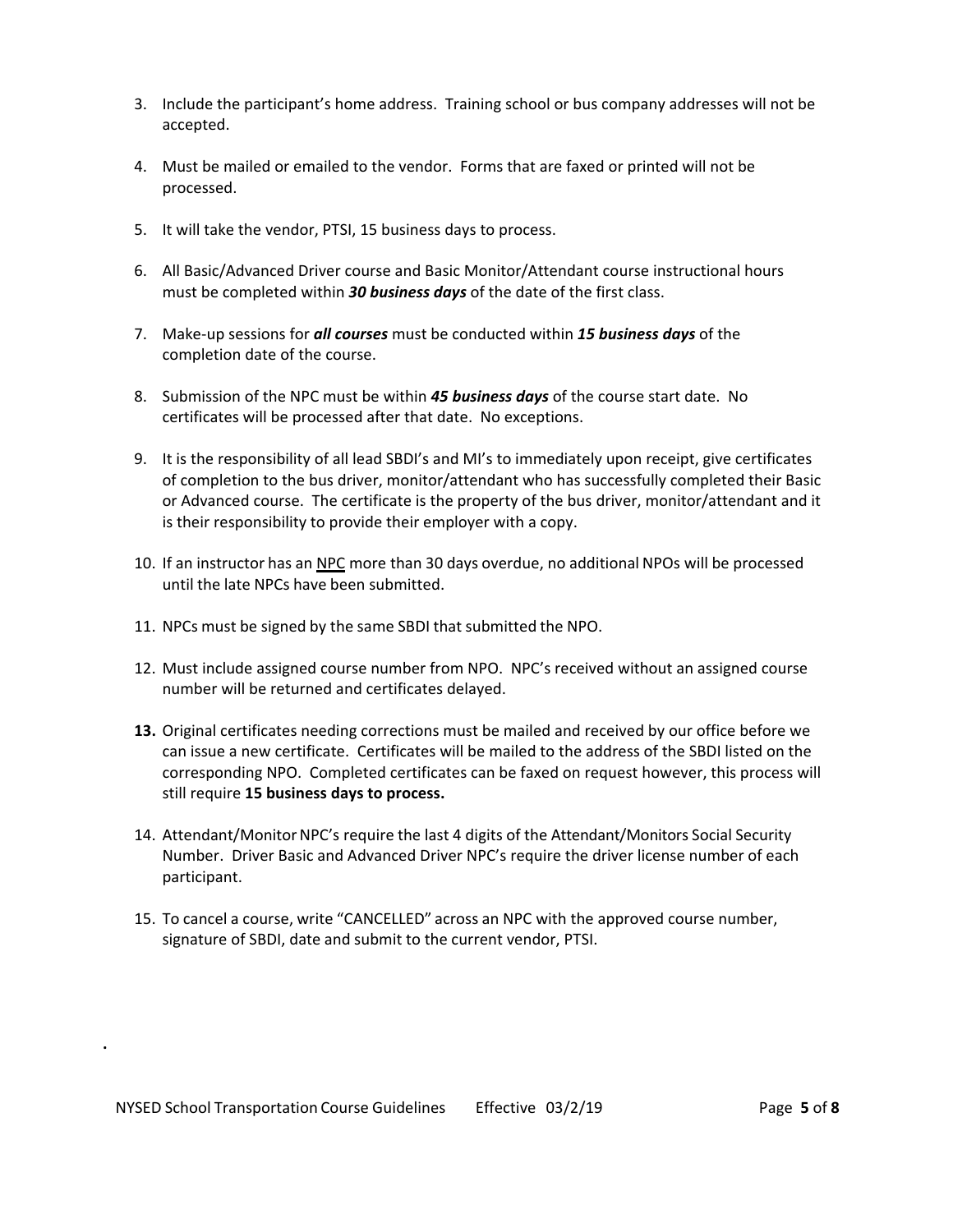3. Include the participant's home address. Training school or bus company addresses will not be accepted.

4. Must be mailed or emailed to the vendor. Forms that are faxed or printed will not be processed.

5. It will take the vendor, PTSI, 15 business days to process.

6. All Basic/Advanced Driver course and Basic Monitor/Attendant course instructional hours must be completed within ***30 business days*** of the date of the first class.

7. Make-up sessions for ***all courses*** must be conducted within ***15 business days*** of the completion date of the course.

8. Submission of the NPC must be within ***45 business days*** of the course start date. No certificates will be processed after that date. No exceptions.

9. It is the responsibility of all lead SBDI's and MI's to immediately upon receipt, give certificates of completion to the bus driver, monitor/attendant who has successfully completed their Basic or Advanced course. The certificate is the property of the bus driver, monitor/attendant and it is their responsibility to provide their employer with a copy.

10. If an instructor has an <u>NPC</u> more than 30 days overdue, no additional NPOs will be processed until the late NPCs have been submitted.

11. NPCs must be signed by the same SBDI that submitted the NPO.

12. Must include assigned course number from NPO. NPC's received without an assigned course number will be returned and certificates delayed.

**13.** Original certificates needing corrections must be mailed and received by our office before we can issue a new certificate. Certificates will be mailed to the address of the SBDI listed on the corresponding NPO. Completed certificates can be faxed on request however, this process will still require **15 business days to process.**

14. Attendant/Monitor NPC's require the last 4 digits of the Attendant/Monitors Social Security Number. Driver Basic and Advanced Driver NPC's require the driver license number of each participant.

15. To cancel a course, write "CANCELLED" across an NPC with the approved course number, signature of SBDI, date and submit to the current vendor, PTSI.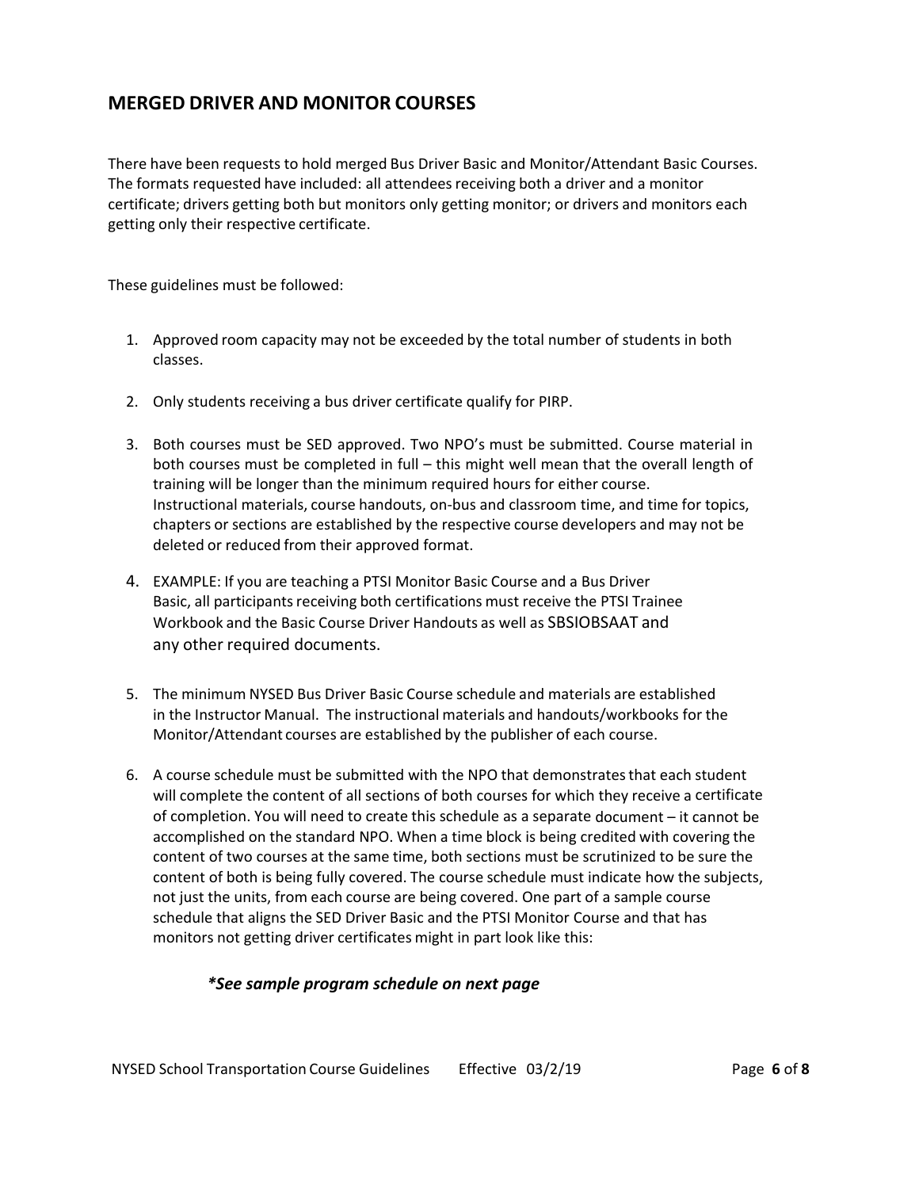## MERGED DRIVER AND MONITOR COURSES

There have been requests to hold merged Bus Driver Basic and Monitor/Attendant Basic Courses. The formats requested have included: all attendees receiving both a driver and a monitor certificate; drivers getting both but monitors only getting monitor; or drivers and monitors each getting only their respective certificate.

These guidelines must be followed:

1. Approved room capacity may not be exceeded by the total number of students in both classes.
2. Only students receiving a bus driver certificate qualify for PIRP.
3. Both courses must be SED approved. Two NPO's must be submitted. Course material in both courses must be completed in full – this might well mean that the overall length of training will be longer than the minimum required hours for either course. Instructional materials, course handouts, on-bus and classroom time, and time for topics, chapters or sections are established by the respective course developers and may not be deleted or reduced from their approved format.
4. EXAMPLE: If you are teaching a PTSI Monitor Basic Course and a Bus Driver Basic, all participants receiving both certifications must receive the PTSI Trainee Workbook and the Basic Course Driver Handouts as well as SBSIOBSAAT and any other required documents.
5. The minimum NYSED Bus Driver Basic Course schedule and materials are established in the Instructor Manual. The instructional materials and handouts/workbooks for the Monitor/Attendant courses are established by the publisher of each course.
6. A course schedule must be submitted with the NPO that demonstrates that each student will complete the content of all sections of both courses for which they receive a certificate of completion. You will need to create this schedule as a separate document – it cannot be accomplished on the standard NPO. When a time block is being credited with covering the content of two courses at the same time, both sections must be scrutinized to be sure the content of both is being fully covered. The course schedule must indicate how the subjects, not just the units, from each course are being covered. One part of a sample course schedule that aligns the SED Driver Basic and the PTSI Monitor Course and that has monitors not getting driver certificates might in part look like this:

***See sample program schedule on next page***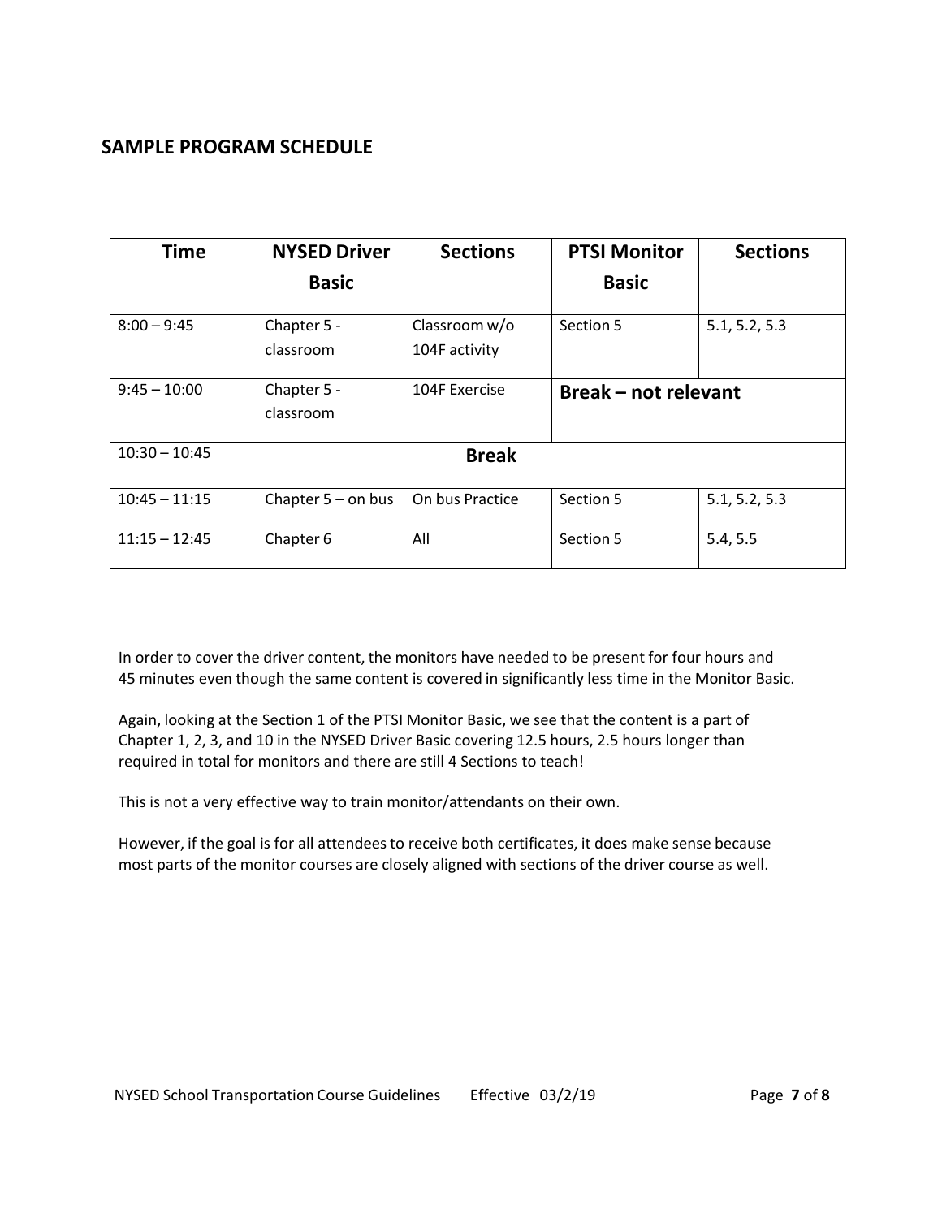## SAMPLE PROGRAM SCHEDULE

| Time | NYSED Driver Basic | Sections | PTSI Monitor Basic | Sections |
|---|---|---|---|---|
| 8:00 – 9:45 | Chapter 5 - classroom | Classroom w/o 104F activity | Section 5 | 5.1, 5.2, 5.3 |
| 9:45 – 10:00 | Chapter 5 - classroom | 104F Exercise | **Break – not relevant** | |
| 10:30 – 10:45 | **Break** | | | |
| 10:45 – 11:15 | Chapter 5 – on bus | On bus Practice | Section 5 | 5.1, 5.2, 5.3 |
| 11:15 – 12:45 | Chapter 6 | All | Section 5 | 5.4, 5.5 |

In order to cover the driver content, the monitors have needed to be present for four hours and 45 minutes even though the same content is covered in significantly less time in the Monitor Basic.

Again, looking at the Section 1 of the PTSI Monitor Basic, we see that the content is a part of Chapter 1, 2, 3, and 10 in the NYSED Driver Basic covering 12.5 hours, 2.5 hours longer than required in total for monitors and there are still 4 Sections to teach!

This is not a very effective way to train monitor/attendants on their own.

However, if the goal is for all attendees to receive both certificates, it does make sense because most parts of the monitor courses are closely aligned with sections of the driver course as well.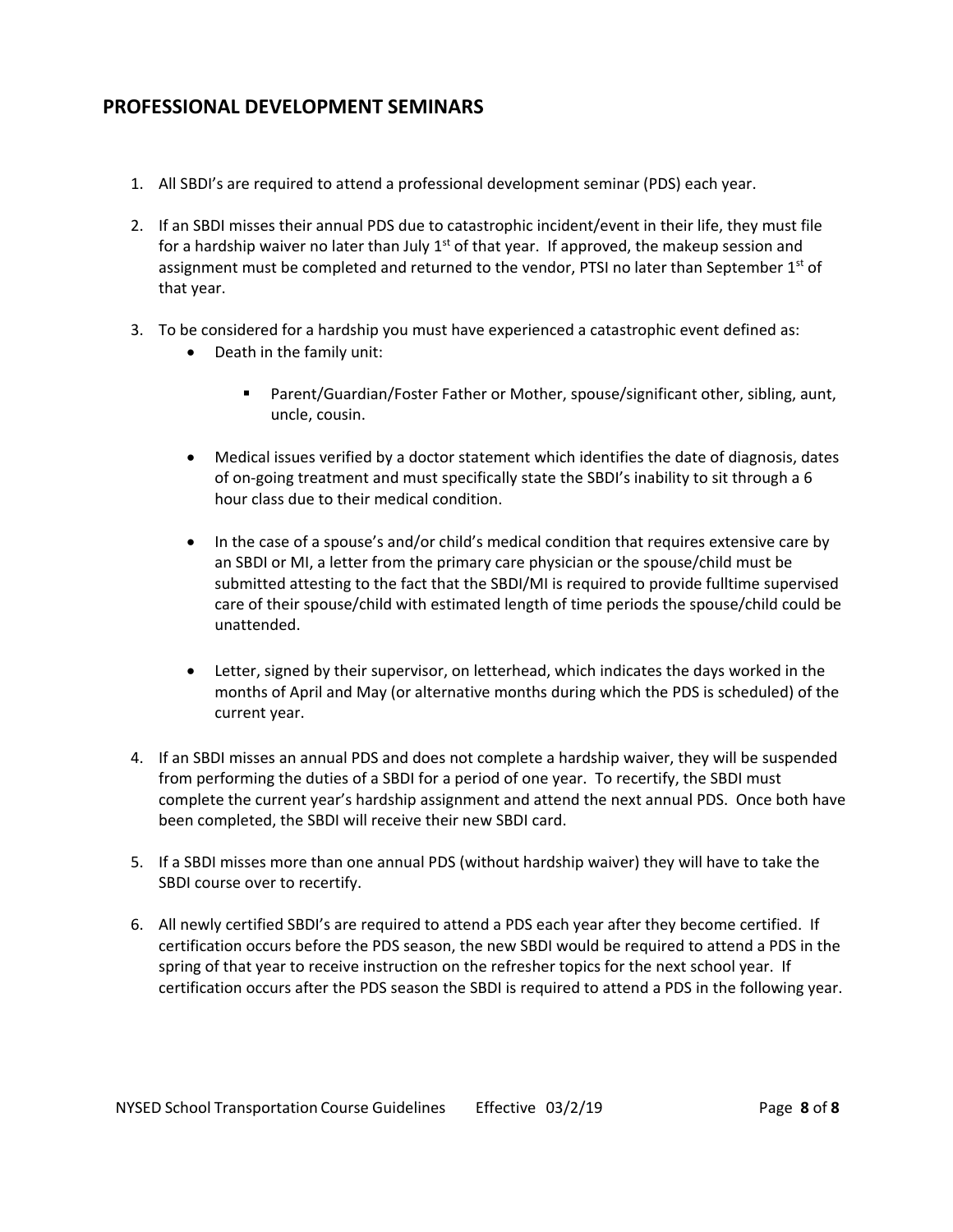## PROFESSIONAL DEVELOPMENT SEMINARS

1. All SBDI's are required to attend a professional development seminar (PDS) each year.

2. If an SBDI misses their annual PDS due to catastrophic incident/event in their life, they must file for a hardship waiver no later than July 1st of that year. If approved, the makeup session and assignment must be completed and returned to the vendor, PTSI no later than September 1st of that year.

3. To be considered for a hardship you must have experienced a catastrophic event defined as:
   - Death in the family unit:
     - Parent/Guardian/Foster Father or Mother, spouse/significant other, sibling, aunt, uncle, cousin.
   - Medical issues verified by a doctor statement which identifies the date of diagnosis, dates of on-going treatment and must specifically state the SBDI's inability to sit through a 6 hour class due to their medical condition.
   - In the case of a spouse's and/or child's medical condition that requires extensive care by an SBDI or MI, a letter from the primary care physician or the spouse/child must be submitted attesting to the fact that the SBDI/MI is required to provide fulltime supervised care of their spouse/child with estimated length of time periods the spouse/child could be unattended.
   - Letter, signed by their supervisor, on letterhead, which indicates the days worked in the months of April and May (or alternative months during which the PDS is scheduled) of the current year.

4. If an SBDI misses an annual PDS and does not complete a hardship waiver, they will be suspended from performing the duties of a SBDI for a period of one year. To recertify, the SBDI must complete the current year's hardship assignment and attend the next annual PDS. Once both have been completed, the SBDI will receive their new SBDI card.

5. If a SBDI misses more than one annual PDS (without hardship waiver) they will have to take the SBDI course over to recertify.

6. All newly certified SBDI's are required to attend a PDS each year after they become certified. If certification occurs before the PDS season, the new SBDI would be required to attend a PDS in the spring of that year to receive instruction on the refresher topics for the next school year. If certification occurs after the PDS season the SBDI is required to attend a PDS in the following year.